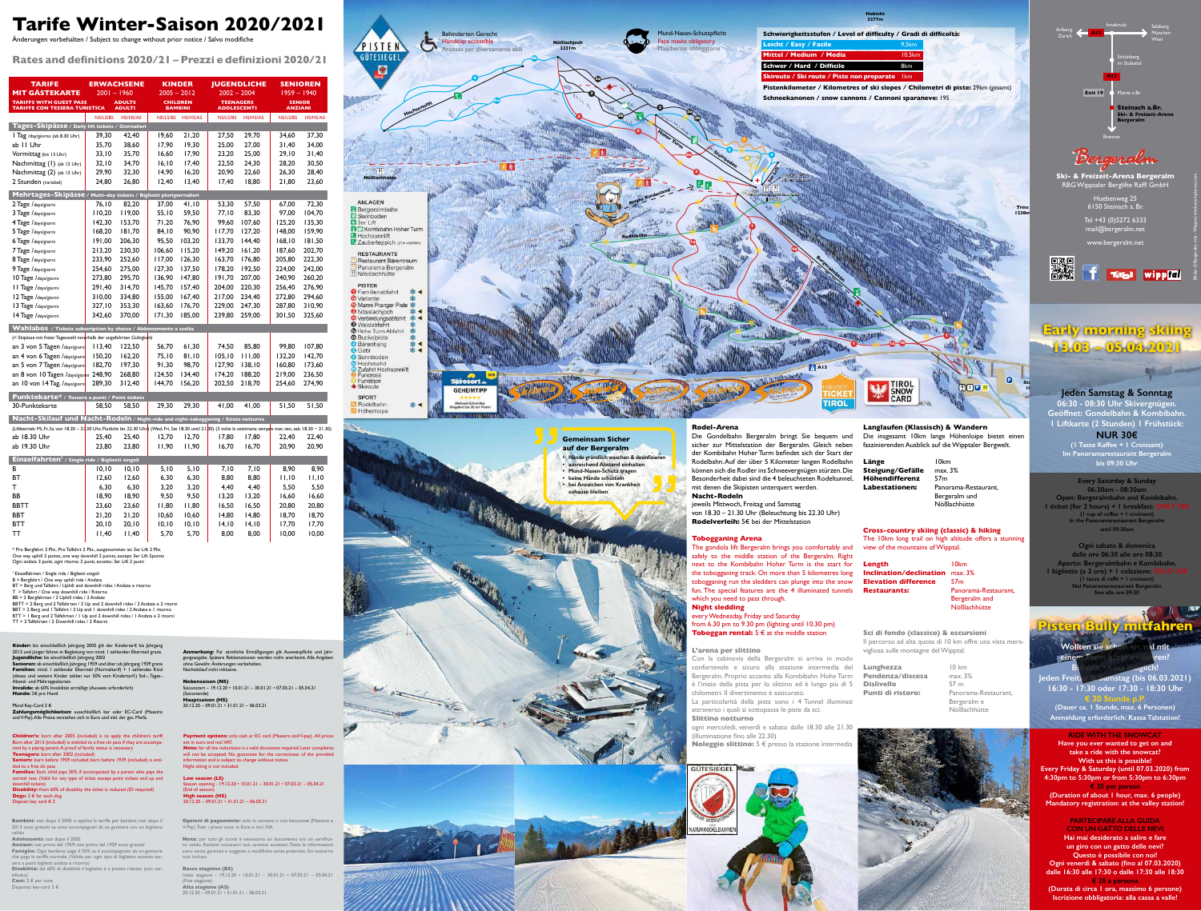# Tarife Winter-Saison 2020/2021

Änderungen vorbehalten / Subject to change without prior notice / Salvo modifiche

## Rates and definitions 2020/21 – Prezzi e definizioni 2020/21

| TARIFE MIT GÄSTEKARTE / TARIFFS WITH GUEST PASS / TARIFFE CON TESSERA TURISTICA | ERWACHSENE 2001 – 1960 ADULTS ADULTI | | KINDER 2005 – 2012 CHILDREN BAMBINI | | JUGENDLICHE 2002 – 2004 TEENAGERS ADOLESCENTI | | SENIOREN 1959 – 1940 SENIOR ANZIANI | |
|---|---|---|---|---|---|---|---|---|
| | NS/LS/BS | HS/HS/AS | NS/LS/BS | HS/HS/AS | NS/LS/BS | HS/HS/AS | NS/LS/BS | HS/HS/AS |
| **Tages-Skipässe / Daily lift tickets / Giornalieri** | | | | | | | | |
| 1 Tag /day/giorno (ab 8.30 Uhr) | 39,30 | 42,40 | 19,60 | 21,20 | 27,50 | 29,70 | 34,60 | 37,30 |
| ab 11 Uhr | 35,70 | 38,60 | 17,90 | 19,30 | 25,00 | 27,00 | 31,40 | 34,00 |
| Vormittag (bis 13 Uhr) | 33,10 | 35,70 | 16,60 | 17,90 | 23,20 | 25,00 | 29,10 | 31,40 |
| Nachmittag (1) (ab 12 Uhr) | 32,10 | 34,70 | 16,10 | 17,40 | 22,50 | 24,30 | 28,20 | 30,50 |
| Nachmittag (2) (ab 13 Uhr) | 29,90 | 32,30 | 14,90 | 16,20 | 20,90 | 22,60 | 26,30 | 28,40 |
| 2 Stunden (variabel) | 24,80 | 26,80 | 12,40 | 13,40 | 17,40 | 18,80 | 21,80 | 23,60 |
| **Mehrtages-Skipässe / Multi-day tickets / Biglietti plurigiornalieri** | | | | | | | | |
| 2 Tage /days/giorni | 76,10 | 82,20 | 37,00 | 41,10 | 53,30 | 57,50 | 67,00 | 72,30 |
| 3 Tage /days/giorni | 110,20 | 119,00 | 55,10 | 59,50 | 77,10 | 83,30 | 97,00 | 104,70 |
| 4 Tage /days/giorni | 142,30 | 153,70 | 71,20 | 76,90 | 99,60 | 107,60 | 125,20 | 135,30 |
| 5 Tage /days/giorni | 168,20 | 181,70 | 84,10 | 90,90 | 117,70 | 127,20 | 148,00 | 159,90 |
| 6 Tage /days/giorni | 191,00 | 206,30 | 95,50 | 103,20 | 133,70 | 144,40 | 168,10 | 181,50 |
| 7 Tage /days/giorni | 213,20 | 230,30 | 106,60 | 115,20 | 149,20 | 161,20 | 187,60 | 202,70 |
| 8 Tage /days/giorni | 233,90 | 252,60 | 117,00 | 126,30 | 163,70 | 176,80 | 205,80 | 222,30 |
| 9 Tage /days/giorni | 254,60 | 275,00 | 127,30 | 137,50 | 178,20 | 192,50 | 224,00 | 242,00 |
| 10 Tage /days/giorni | 273,80 | 295,70 | 136,90 | 147,80 | 191,70 | 207,00 | 240,90 | 260,20 |
| 11 Tage /days/giorni | 291,40 | 314,70 | 145,70 | 157,40 | 204,00 | 220,30 | 256,40 | 276,90 |
| 12 Tage /days/giorni | 310,00 | 334,80 | 155,00 | 167,40 | 217,00 | 234,40 | 272,80 | 294,60 |
| 13 Tage /days/giorni | 327,10 | 353,30 | 163,60 | 176,70 | 229,00 | 247,30 | 287,80 | 310,90 |
| 14 Tage /days/giorni | 342,60 | 370,00 | 171,30 | 185,00 | 239,80 | 259,00 | 301,50 | 325,60 |
| **Wahlabos / Tickets subscription by choice / Abbonamento a scelta** (= Skipässe mit freier Tageswahl innerhalb der angeführten Gültigkeit) | | | | | | | | |
| an 3 von 5 Tagen /days/giorni | 113,40 | 122,50 | 56,70 | 61,30 | 74,50 | 85,80 | 99,80 | 107,80 |
| an 4 von 6 Tagen /days/giorni | 150,20 | 162,20 | 75,10 | 81,10 | 105,10 | 111,00 | 132,20 | 142,70 |
| an 5 von 7 Tagen /days/giorni | 182,70 | 197,30 | 91,30 | 98,70 | 127,90 | 138,10 | 160,80 | 173,60 |
| an 8 von 10 Tagen /days/giorni | 248,90 | 268,80 | 124,50 | 134,40 | 174,20 | 188,20 | 219,00 | 236,50 |
| an 10 von 14 Tag. /days/giorni | 289,30 | 312,40 | 144,70 | 156,20 | 202,50 | 218,70 | 254,60 | 274,90 |
| **Punktekarte\* / Tessera a punti / Point tickets** | | | | | | | | |
| 30-Punktekarte | 58,50 | 58,50 | 29,30 | 29,30 | 41,00 | 41,00 | 51,50 | 51,50 |
| **Nacht-Skilauf und Nacht-Rodeln / Night-ride and night-tobogganing / Sciata notturna** (Liftbetrieb: Mi, Fr, Sa von 18.30 – 21.30 Uhr, Flutlicht bis 22.30 Uhr) (Wed, Fri, Sat 18.30 until 21.30) (3 volte la settimana: sempre mer, ven, sab. 18.30 – 21.30) | | | | | | | | |
| ab 18.30 Uhr | 25,40 | 25,40 | 12,70 | 12,70 | 17,80 | 17,80 | 22,40 | 22,40 |
| ab 19.30 Uhr | 23,80 | 23,80 | 11,90 | 11,90 | 16,70 | 16,70 | 20,90 | 20,90 |
| **Einzelfahrten¹ / Single ride / Biglietti singoli** | | | | | | | | |
| B | 10,10 | 10,10 | 5,10 | 5,10 | 7,10 | 7,10 | 8,90 | 8,90 |
| BT | 12,60 | 12,60 | 6,30 | 6,30 | 8,80 | 8,80 | 11,10 | 11,10 |
| T | 6,30 | 6,30 | 3,20 | 3,20 | 4,40 | 4,40 | 5,50 | 5,50 |
| BB | 18,90 | 18,90 | 9,50 | 9,50 | 13,20 | 13,20 | 16,60 | 16,60 |
| BBTT | 23,60 | 23,60 | 11,80 | 11,80 | 16,50 | 16,50 | 20,80 | 20,80 |
| BBT | 21,20 | 21,20 | 10,60 | 10,60 | 14,80 | 14,80 | 18,70 | 18,70 |
| BTT | 20,10 | 20,10 | 10,10 | 10,10 | 14,10 | 14,10 | 17,70 | 17,70 |
| TT | 11,40 | 11,40 | 5,70 | 5,70 | 8,00 | 8,00 | 10,00 | 10,00 |

\* Pro Bergfahrt 3 Pkt., Pro Talfahrt 2 Pkt., ausgenommen ist: 3er Lift 2 Pkt.
One way uphill 3 points, one way downhill 2 points, except: 3er Lift 2points
Ogni andata 3 punti, ogni ritorno 2 punti, eccetto: 3er Lift 2 punti

¹ Einzelfahrten / Single ride / Biglietti singoli
B > Bergfahrt / One way uphill ride / Andata
BT > Berg und Talfahrt / Uphill and downhill rides / Andata e ritorno
T > Talfahrt / One way downhill ride / Ritorno
BB > 2 Bergfahrten / 2 Uphill rides / 2 Andate
BBTT > 2 Berg und 2 Talfahrten / 2 Up and 2 downhill rides / 2 Andate e 2 ritorni
BBT > 2 Berg und 1 Talfahrt / 2 Up and 1 downhill rides / 2 Andate e 1 ritorno
BTT > 1 Berg und 2 Talfahrten / 1 Up and 2 downhill rides / 1 Andata e 2 ritorni
TT > 2 Talfahrten / 2 Downhill rides / 2 Ritorni

**Kinder:** bis einschließlich Jahrgang 2005 gilt der Kindertarif, bis Jahrgang 2013 und jünger fahren in Begleitung von mind. 1 zahlenden Elternteil gratis.
**Jugendliche:** bis einschließlich Jahrgang 2002
**Senioren:** ab einschließlich Jahrgang 1959 und älter; ab Jahrgang 1939 gratis
**Familien:** mind. 1 zahlender Elternteil (Normaltarif) + 1 zahlendes Kind (dieses und weitere Kinder zahlen nur 50% vom Kindertarif) Std.-, Tages-, Abend- und Mehrtageskarten
**Invalide:** ab 60% Invalidität ermäßigt (Ausweis erforderlich)
**Hunde:** 2€ pro Hund

Pfand Key-Card 2 €
**Zahlungsmöglichkeiten:** ausschließlich bar oder EC-Card (Maestro und V-Pay). Alle Preise verstehen sich in Euro und inkl. der ges. MwSt.

**Anmerkung:** Für sämtliche Ermäßigungen gilt Ausweispflicht und Jahrgangsgrenze. Spätere Reklamationen werden nicht anerkannt. Alle Angaben ohne Gewähr. Änderungen vorbehalten.
Nachtskilauf nicht inklusive.

**Nebensaison (NS)**
Saisonstart – 19.12.20 • 10.01.21 – 30.01.21 • 07.03.21 – 05.04.21 (Saisonende)
**Hauptsaison (HS)**
20.12.20 – 09.01.21 • 31.01.21 – 06.03.21

**Children's:** born after 2005 (included) is to apply the children's tariff. Born after 2013 (included) is entitled to a free ski pass if they are accompanied by a paying parent. A proof of family status is necessary
**Teenagers:** born after 2002 (included)
**Seniors:** born before 1959 included; born before 1939 (included) is entitled to a free ski pass
**Families:** Each child pays 50% if accompanied by a parent who pays the normal rate. (Valid for any type of ticket except point tickets and up and downhill tickets)
**Disability:** from 60% of disability the ticket is reduced (ID required)
**Dogs:** 2 € for each dog
Deposit key card € 2

**Payment options:** only cash or EC card (Maestro and V-pay). All prices are in euro and incl. VAT.
**Note:** for all the reductions is a valid document required. Later complaints will not be accepted. No guarantee for the correctness of the provided information and is subject to change without notice.
Night skiing is not included.

**Low season (LS)**
Season opening – 19.12.20 • 10.01.21 – 30.01.21 • 07.03.21 – 05.04.21 (End of season)
**High season (HS)**
20.12.20 – 09.01.21 • 31.01.21 – 06.03.21

**Bambini:** nati dopo il 2005 si applica la tariffa per bambini; nati dopo il 2013 sono gratuiti se sono accompagnati da un genitore con un biglietto valido
**Adolescenti:** nati dopo il 2002
**Anziani:** nati prima del 1959; nati prima del 1939 sono gratuiti
**Famiglie:** Ogni bambino paga il 50% se è accompagnato da un genitore che paga la tariffa normale. (Valido per ogni tipo di biglietto eccetto tessera a punti biglietti andata e ritorno)
**Disabilità:** dal 60% di disabilità il biglietto è a prezzo ridotto (con certificato)
**Cani:** 2 € per cane
Deposito key-card 2 €

**Opzioni di pagamento:** solo in contanti o con bancomat (Maestro e V-Pay). Tutti i prezzi sono in Euro e incl. IVA.

**Nota:** per tutti gli sconti è necessario un documento e/o un certificato valido. Reclami successivi non saranno accettati. Tutte le informazioni sono senza garanzia e soggette a modifiche senza preavviso. Sci notturno non incluso.

**Bassa stagione (BS)**
Inizio stagione – 19.12.20 • 10.01.21 – 30.01.21 • 07.03.21 – 05.04.21 (Fine stagione)
**Alta stagione (AS)**
20.12.20 – 09.01.21 • 31.01.21 – 06.03.21

---

Behinderten Gerecht / Handicap accessible / Accesso per diversamente abili

Mund-Nasen-Schutzpflicht / Face masks obligatory / Mascherine obbligatorie

**Schwierigkeitsstufen / Level of difficulty / Gradi di difficoltà:**

| | |
|---|---|
| Leicht / Easy / Facile | 9,5km |
| Mittel / Medium / Media | 10,5km |
| Schwer / Hard / Difficile | 8km |
| Skiroute / Ski route / Piste non preparate | 1km |

**Pistenkilometer / Kilometres of ski slopes / Chilometri di piste:** 29km (gesamt)
**Schneekanonen / snow cannons / Cannoni sparaneve:** 195

**ANLAGEN**
- Bergeralmbahn
- Steinboden
- 3er Lift
- Kombibahn Hoher Turm
- Hochsonnlift
- Zauberteppich

**RESTAURANTS**
- Restaurant Bärentraum
- Panorama Bergeralm
- Nösslachhütte

**PISTEN**
1. Familienabfahrt
1a. Variante
1b. Manni Pranger Piste
2. Nösslachjoch
3. Verbindungsabfahrt
4. Waldabfahrt
5. Hohe Turm Abfahrt
5a. Buckelpiste
6. Bärenhang
7. Gabi
8. Sonnboden
9. Hochmahd
10. Zufahrt Hochsonnlift
11. Funcross
12. Funslope
13. Skiroute

**SPORT**
- Rodelbahn
- Höhenloipe

**Gemeinsam Sicher auf der Bergeralm**
- Hände gründlich waschen & desinfizieren
- ausreichend Abstand einhalten
- Mund-Nasen-Schutz tragen
- keine Hände schütteln
- bei Anzeichen von Krankheit zuhause bleiben

### Rodel-Arena

Die Gondelbahn Bergeralm bringt Sie bequem und sicher zur Mittelstation der Bergeralm. Gleich neben der Kombibahn Hoher Turm befindet sich der Start der Rodelbahn. Auf der über 5 Kilometer langen Rodelbahn können sich die Rodler ins Schneevergnügen stürzen. Die Besonderheit dabei sind die 4 beleuchteten Rodeltunnel, mit denen die Skipisten unterquert werden.

**Nacht-Rodeln**
jeweils Mittwoch, Freitag und Samstag
von 18.30 – 21.30 Uhr (Beleuchtung bis 22.30 Uhr)
**Rodelverleih:** 5€ bei der Mittelstation

### Tobogganing Arena

The gondola lift Bergeralm brings you comfortably and safely to the middle station of the Bergeralm. Right next to the Kombibahn Hoher Turm is the start for the tobogganing track. On more than 5 kilometres long tobogganing run the sledders can plunge into the snow fun. The special features are the 4 illuminated tunnels which you need to pass through.

**Night sledding**
every Wednesday, Friday and Saturday
from 6.30 pm to 9.30 pm (lighting until 10.30 pm)
**Toboggan rental:** 5 € at the middle station

### L'arena per slittino

Con la cabinovia della Bergeralm si arriva in modo confortevole e sicuro alla stazione intermedia del Bergeralm. Proprio accanto alla Kombibahn Hohe Turm è l'inizio della pista per lo slittino ed è lungo più di 5 chilometri. Il divertimento è assicurato.
La particolarità della pista sono i 4 Tunnel illuminati attraverso i quali si sottopassa le piste da sci.

**Slittino notturno**
ogni mercoledì, venerdì e sabato dalle 18.30 alle 21.30 (illuminazione fino alle 22.30)
**Noleggio slittino:** 5 € presso la stazione intermedia

### Langlaufen (Klassisch) & Wandern

Die insgesamt 10km lange Höhenloipe bietet einen faszinierenden Ausblick auf die Wipptaler Bergwelt.

| | |
|---|---|
| **Länge** | 10km |
| **Steigung/Gefälle** | max. 3% |
| **Höhendifferenz** | 57m |
| **Labestationen:** | Panorama-Restaurant, Bergeralm und Nößlachhütte |

### Cross-country skiing (classic) & hiking

The 10km long trail on high altitude offers a stunning view of the mountains of Wipptal.

| | |
|---|---|
| **Length** | 10km |
| **Inclination/declination** | max. 3% |
| **Elevation difference** | 57m |
| **Restaurants:** | Panorama-Restaurant, Bergeralm and Nößlachhütte |

### Sci di fondo (classico) & escursioni

Il percorso ad alta quota di 10 km offre una vista meravigliosa sulle montagne del Wipptal.

| | |
|---|---|
| **Lunghezza** | 10 km |
| **Pendenza/discesa** | max. 3% |
| **Dislivello** | 57 m |
| **Punti di ristoro:** | Panorama-Restaurant, Bergeralm e Nößlachhütte |

---

**Ski- & Freizeit-Arena Bergeralm**
RBG Wipptaler Bergliften Raffl GmbH

Huebenweg 25
6150 Steinach a.Br.

Tel +43 (0)5272 6333
mail@bergeralm.net

www.bergeralm.net

## Early morning skiing 13.03 – 05.04.2021

**Jeden Samstag & Sonntag**
**06:30 - 08:30 Uhr Skivergnügen.**
**Geöffnet: Gondelbahn & Kombibahn.**
**1 Liftkarte (2 Stunden) 1 Frühstück:**
**NUR 30€**
(1 Tasse Kaffee + 1 Croissant)
Im Panoramarestaurant Bergeralm
bis 09:30 Uhr

**Every Saturday & Sunday**
06:30am - 08:30am
Open: Bergeralmbahn and Kombibahn.
1 ticket (for 2 hours) + 1 breakfast: ONLY 30€
(1 cup of coffee + 1 croissant)
In the Panoramarestaurant Bergeralm
until 09:30am

**Ogni sabato & domenica**
dalle ore 06:30 alle ore 08:30
Aperto: Bergeralmbahn e Kombibahn.
1 biglietto (a 2 ore) + 1 colazione: SOLO 30€
(1 tazza di caffè + 1 croissant)
Nel Panoramarestaurant Bergeralm
fino alle ore 09:30

## Pisten Bully mitfahren

**Wollten Sie schon immer einmal mit einem Pistengerät fahren? Bei uns ist das möglich!**
**Jeden Freitag & Samstag (bis 06.03.2021)**
**16:30 - 17:30 oder 17:30 - 18:30 Uhr**
**€ 20 Stunde p.P.**
(Dauer ca. 1 Stunde, max. 6 Personen)
Anmeldung erforderlich: Kassa Talstation!

**RIDE WITH THE SNOWCAT**
Have you ever wanted to get on and take a ride with the snowcat? With us this is possible!
Every Friday & Saturday (until 07.03.2020) from 4:30pm to 5:30pm or from 5:30pm to 6:30pm
€ 20 per person
(Duration of about 1 hour, max. 6 people)
Mandatory registration: at the valley station!

**PARTECIPARE ALLA GUIDA CON UN GATTO DELLE NEVI**
Hai mai desiderato a salire e fare un giro con un gatto delle nevi? Questo è possibile con noi!
Ogni venerdì & sabato (fino al 07.03.2020) dalle 16:30 alle 17:30 o dalle 17:30 alle 18:30
€ 20 a persona
(Durata di circa 1 ora, massimo 6 persone)
Iscrizione obbligatoria: alla cassa a valle!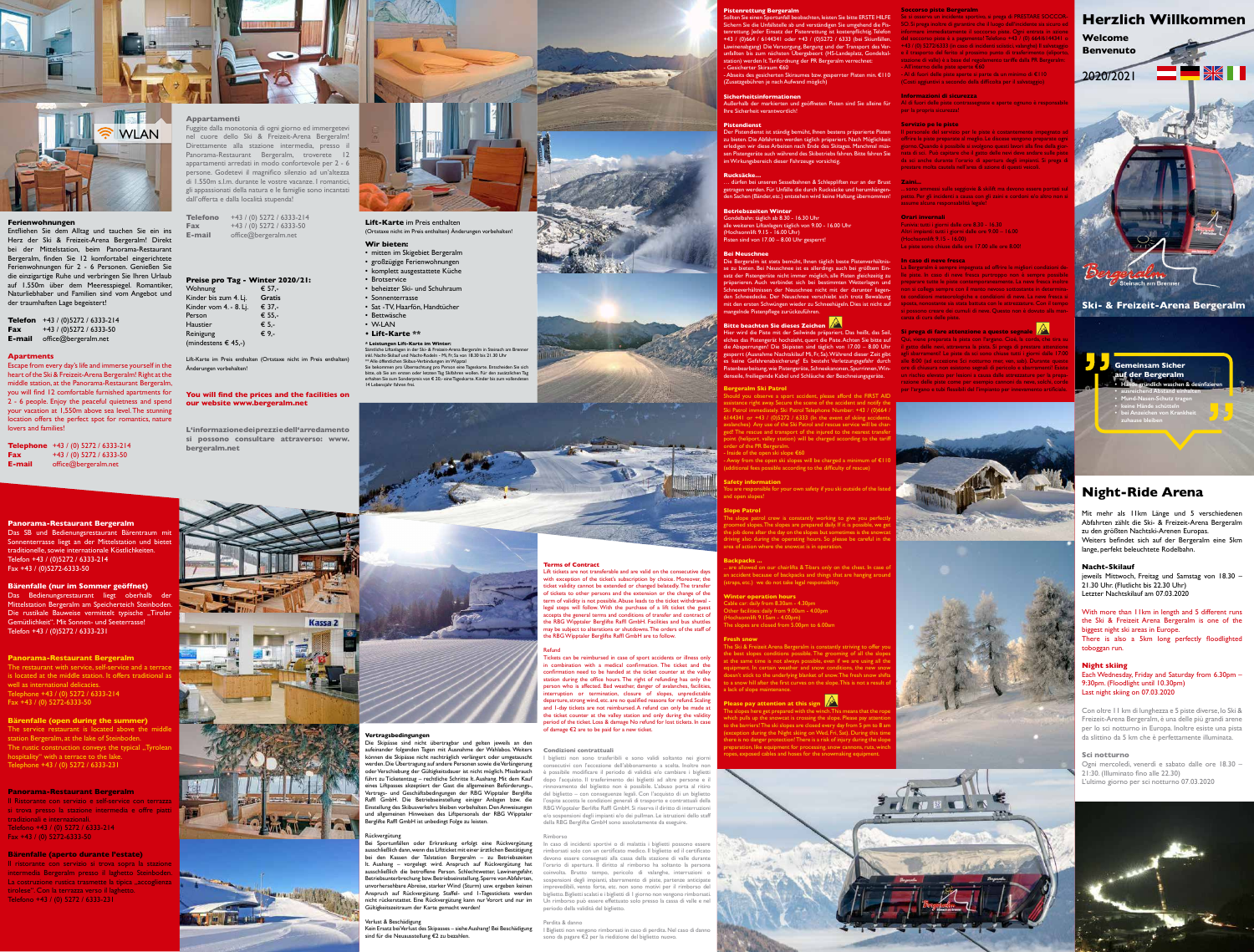## Ferienwohnungen

Entfliehen Sie dem Alltag und tauchen Sie ein ins Herz der Ski & Freizeit-Arena Bergeralm! Direkt bei der Mittelstation, beim Panorama-Restaurant Bergeralm, finden Sie 12 komfortabel eingerichtete Ferienwohnungen für 2 - 6 Personen. Genießen Sie die einzigartige Ruhe und verbringen Sie Ihren Urlaub auf 1.550m über dem Meeresspiegel. Romantiker, Naturliebhaber und Familien sind vom Angebot und der traumhaften Lage begeistert!

**Telefon** +43 / (0)5272 / 6333-214
**Fax** +43 / (0)5272 / 6333-50
**E-mail** office@bergeralm.net

## Apartments

Escape from every day's life and immerse yourself in the heart of the Ski & Freizeit-Arena Bergeralm! Right at the middle station, at the Panorama-Restaurant Bergeralm, you will find 12 comfortable furnished apartments for 2 - 6 people. Enjoy the peaceful quietness and spend your vacation at 1,550m above sea level. The stunning location offers the perfect spot for romantics, nature lovers and families!

**Telephone** +43 / (0) 5272 / 6333-214
**Fax** +43 / (0) 5272 / 6333-50
**E-mail** office@bergeralm.net

## Appartamenti

Fuggite dalla monotonia di ogni giorno ed immergetevi nel cuore dello Ski & Freizeit-Arena Bergeralm! Direttamente alla stazione intermedia, presso il Panorama-Restaurant Bergeralm, troverete 12 appartamenti arredati in modo confortevole per 2 - 6 persone. Godetevi il magnifico silenzio ad un'altezza di 1.550m s.l.m. durante le vostre vacanze. I romantici, gli appassionati della natura e le famiglie sono incantati dall'offerta e dalla località stupenda!

**Telefono** +43 / (0) 5272 / 6333-214
**Fax** +43 / (0) 5272 / 6333-50
**E-mail** office@bergeralm.net

WLAN

### Preise pro Tag - Winter 2020/21:

| | |
|---|---|
| Wohnung | € 57,- |
| Kinder bis zum 4. Lj. | Gratis |
| Kinder vom 4. - 8. Lj. | € 37,- |
| Person | € 55,- |
| Haustier | € 5,- |
| Reinigung (mindestens € 45,-) | € 9,- |

Lift-Karte im Preis enthalten (Ortstaxe nicht im Preis enthalten) Änderungen vorbehalten!

**Lift-Karte** im Preis enthalten
(Ortstaxe nicht im Preis enthalten) Änderungen vorbehalten!

### Wir bieten:

- mitten im Skigebiet Bergeralm
- großzügige Ferienwohnungen
- komplett ausgestattete Küche
- Brotservice
- beheizter Ski- und Schuhraum
- Sonnenterrasse
- Sat -TV, Haarfön, Handtücher
- Bettwäsche
- W-LAN
- **Lift-Karte \*\***

\*\* **Leistungen Lift-Karte im Winter:**
Sämtliche Liftanlagen in der Ski- & Freizeit-Arena Bergeralm in Steinach am Brenner inkl. Nacht-Skilauf und Nacht-Rodeln - Mi, Fr, Sa von 18.30 bis 21.30 Uhr
\*\* Alle öffentlichen Skibus-Verbindungen im Wipptal
Sie bekommen pro Übernachtung pro Person eine Tageskarte. Entscheiden Sie sich bitte, ob Sie am ersten oder letzten Tag Skifahren wollen. Für den zusätzlichen Tag erhalten Sie zum Sonderpreis von € 20,- eine Tageskarte. Kinder bis zum vollendeten 14 Lebensjahr fahren frei.

**You will find the prices and the facilities on our website www.bergeralm.net**

**L'informazione dei prezzi e dell'arredamento si possono consultare attraverso: www.bergeralm.net**

## Panorama-Restaurant Bergeralm

Das SB und Bedienungsrestaurant Bärentraum mit Sonnenterrasse liegt an der Mittelstation und bietet traditionelle, sowie internationale Köstlichkeiten.
Telefon +43 / (0)5272 / 6333-214
Fax +43 / (0)5272-6333-50

## Bärenfalle (nur im Sommer geöffnet)

Das Bedienungsrestaurant liegt oberhalb der Mittelstation Bergeralm am Speicherteich Steinboden. Die rustikale Bauweise vermittelt typische „Tiroler Gemütlichkeit". Mit Sonnen- und Seeterrasse!
Telefon +43 / (0)5272 / 6333-231

## Panorama-Restaurant Bergeralm

The restaurant with service, self-service and a terrace is located at the middle station. It offers traditional as well as international delicacies.
Telephone +43 / (0) 5272 / 6333-214
Fax +43 / (0) 5272-6333-50

## Bärenfalle (open during the summer)

The service restaurant is located above the middle station Bergeralm, at the lake of Steinboden.
The rustic construction conveys the typical „Tyrolean hospitality" with a terrace to the lake.
Telephone +43 / (0) 5272 / 6333-231

## Panorama-Restaurant Bergeralm

Il Ristorante con servizio e self-service con terrazza si trova presso la stazione intermedia e offre piatti tradizionali e internazionali.
Telefono +43 / (0) 5272 / 6333-214
Fax +43 / (0) 5272-6333-50

## Bärenfalle (aperto durante l'estate)

Il ristorante con servizio si trova sopra la stazione intermedia Bergeralm presso il laghetto Steinboden. La costruzione rustica trasmette la tipica „accoglienza tirolese". Con la terrazza verso il laghetto.
Telefono +43 / (0) 5272 / 6333-231

Kassa 2

## Vertragsbedingungen

Die Skipässe sind nicht übertragbar und gelten jeweils an den aufeinander folgenden Tagen mit Ausnahme der Wahlskipässe. Weiters können die Skipässe nicht nachträglich verlängert oder umgetauscht werden. Die Übertragung auf andere Personen sowie die Verlängerung oder Verschiebung der Gültigkeitsdauer ist nicht möglich. Missbrauch führt zu Ticketentzug – rechtliche Schritte lt. Aushang. Mit dem Kauf eines Liftpasses akzeptiert der Gast die allgemeinen Beförderungs-, Vertrags- und Geschäftsbedingungen der RBG Wipptaler Bergliftе Raffl GmbH. Die Betriebseinstellung einiger Anlagen bzw. die Einstellung des Skibusverkehrs bleiben vorbehalten. Den Anweisungen und allgemeinen Hinweisen des Liftpersonals der RBG Wipptaler Bergliftе Raffl GmbH ist unbedingt Folge zu leisten.

Rückvergütung
Bei Sportunfällen oder Erkrankung erfolgt eine Rückvergütung ausschließlich dann, wenn das Liftticket mit einer ärztlichen Bestätigung bei den Kassen der Talstation Bergeralm – zu Betriebszeiten lt. Aushang – vorgelegt wird. Anspruch auf Rückvergütung hat ausschließlich die betroffene Person. Schlechtwetter, Lawinengefahr, Betriebsunterbrechung bzw. Betriebseinstellung, Sperre von Abfahrten, unvorhersehbare Abreise, starker Wind (Sturm) usw. ergeben keinen Anspruch auf Rückvergütung. Staffel- und 1-Tagestickets werden nicht rückerstattet. Eine Rückvergütung kann nur vor Ort und nur im Gültigkeitszeitraum der Karte gemacht werden!

Verlust & Beschädigung
Kein Ersatz bei Verlust des Skipasses – siehe Aushang! Bei Beschädigung sind für die Neuausstellung €2 zu bezahlen.

## Terms of Contract

Lift tickets are not transferable and are valid on the consecutive days with exception of the ticket's subscription by choice. Moreover, the ticket validity cannot be extended or changed belatedly. The transfer of tickets to other persons and the extension or the change of the term of validity is not possible. Abuse leads to the ticket withdrawal - legal steps will follow. With the purchase of a lift ticket the guest accepts the general terms and conditions of transfer and contract of the RBG Wipptaler Bergliftе Raffl GmbH. Facilities and bus shuttles may be subject to alterations or shutdowns. The orders of the staff of the RBG Wipptaler Bergliftе Raffl GmbH are to be followed.

Refund
Tickets can be reimbursed in case of sport accidents or illness only in combination with a medical confirmation. The ticket and the confirmation need to be handed at the ticket counter at the valley station during the office hours. The right of refunding has only the person who is affected. Bad weather, danger of avalanches, facilities, interruption or termination, closure of slopes, unpredictable departure, strong wind, etc. are no qualified reasons for refund. Scaling and 1-day tickets are not reimbursed. A refund can only be made at the ticket counter at the valley station and only during the validity period of the ticket. Loss & damage No refund for lost tickets. In case of damage €2 are to be paid for a new ticket.

## Condizioni contrattuali

I biglietti non sono trasferibili e sono validi soltanto nei giorni consecutivi con l'eccezione dell'abbonamento a scelta. Inoltre non è possibile modificare il periodo di validità o cambiare i biglietti dopo l'acquisto. Il trasferimento dei biglietti ad altre persone e il rinnovamento del biglietto non è possibile. L'abuso porta al ritiro del biglietto – con conseguente legali. Con l'acquisto di un biglietto l'ospite accetta le condizioni generali di trasporto e contrattuali della RBG Wipptaler Bergliftе Raffl GmbH. Si riserva il diritto di interruzioni e/o sospensioni degli impianti e/o dei pullman. Le istruzioni dello staff della RBG Wipptaler Bergliftе GmbH sono assolutamente da eseguire.

Rimborso
In caso di incidenti sportivi o di malattia i biglietti possono essere rimborsati solo con un certificato medico. Il biglietto ed il certificato devono essere consegnati alla cassa della stazione di valle durante l'orario di apertura. Il diritto al rimborso ha soltanto la persona coinvolta. Brutto tempo, pericolo di valanghe, interruzioni o sospensioni degli impianti, sbarramento di piste, partenze anticipate imprevedibili, vento forte, etc. non sono motivi per il rimborso del biglietto. Biglietti scalati e i biglietti di 1 giorno non vengono rimborsati. Un rimborso può essere effettuato solo presso la cassa di valle e nel periodo della validità del biglietto.

Perdita & danno
I biglietti non vengono rimborsati in caso di perdita. Nel caso di danno sono da pagare €2 per la riedizione del biglietto nuovo.

## Pistenrettung Bergeralm

Sollten Sie einen Sportunfall beobachten, leisten Sie bitte ERSTE HILFE. Sichern Sie die Unfallstelle ab und verständigen Sie umgehend die Pistenrettung. Jeder Einsatz der Pistenrettung ist kostenpflichtig. Telefon +43 / (0)664 / 614434) oder +43 / (0)5272 / 6333 (bei Skiunfällen, Lawinenabgang). Die Versorgung, Bergung und der Transport des Verunfallten bis zum nächsten Übergabeort (HS-Landeplatz, Gondelbahnstation) werden lt. Tarifordnung der PR Bergeralm verrechnet:
- Gesicherter Skiraum €60
- Abseits des gesicherten Skiraumes bzw. gesperrter Pisten min. €110 (Zusatzgebühren je nach Aufwand möglich)

## Sicherheitsinformationen

Außerhalb der markierten und geöffneten Pisten sind Sie alleine für Ihre Sicherheit verantwortlich!

## Pistendienst

Der Pistendienst ist ständig bemüht, Ihnen bestens präparierte Pisten zu bieten. Die Abfahrten werden täglich präpariert. Nach Möglichkeit erledigen wir diese Arbeiten nach Ende des Skitages. Manchmal müssen Pistengeräte auch während des Skibetriebs fahren. Bitte fahren Sie im Wirkungsbereich dieser Fahrzeuge vorsichtig.

## Rucksäcke...

... dürfen bei unseren Sesselbahnen & Schlepplifte nur an der Brust getragen werden. Für Unfälle die durch Rucksäcke und herumhängenden Sachen (Bänder, etc.) entstehen wird keine Haftung übernommen!

## Betriebszeiten Winter

Gondelbahn: täglich ab 8.30 - 16.30 Uhr
alle weiteren Liftanlagen: täglich von 9.00 - 16.00 Uhr
(Hochsonnlift 9.15 - 16.00 Uhr)
Pisten sind von 17.00 – 8.00 Uhr gesperrt!

## Bei Neuschnee

Die Bergeralm ist stets bemüht, Ihnen täglich beste Pistenverhältnisse zu bieten. Bei Neuschnee ist es allerdings auch bei größtem Einsatz der Pistengeräte nicht immer möglich, alle Pisten gleichzeitig zu präparieren. Auch verbindet sich bei bestimmten Wetterlagen und Schneeverhältnissen der Neuschnee nicht mit der darunter liegenden Schneedecke. Der Neuschnee verschiebt sich trotz Bewalzung mit den ersten Schwüngen wieder zu Schneehügeln. Dies ist nicht auf mangelnde Pistenpflege zurückzuführen.

## Bitte beachten Sie dieses Zeichen

Hier wird die Piste mit der Seilwinde präpariert. Das heißt, das Seil, elches das Pistengerät hochzieht, quert die Piste. Achten Sie bitte auf die Absperrungen! Die Skipisten sind täglich von 17.00 – 8.00 Uhr gesperrt (Ausnahme Nachtskilauf Mi, Fr, Sa). Während dieser Zeit gibt es keine Gefahrenabsicherung! Es besteht Verletzungsgefahr durch Pistenbearbeitung, wie Pistengeräte, Schneekanonen, Spurrinnen, Windenseile, freiliegende Kabel und Schläuche der Beschneiungsgeräte.

## Bergeralm Ski Patrol

Should you observe a sport accident, please afford the FIRST AID assistance right away. Secure the scene of the accident and notify the Ski Patrol immediately. Ski Patrol Telephone Number: +43 / (0)664 / 614434) or +43 / (0)5272 / 6333 (In the event of skiing accidents, avalanches) Any use of the Ski Patrol and rescue service will be charged! The rescue and transport of the injured to the nearest transfer point (heliport, valley station) will be charged according to the tariff order of the PR Bergeralm.
- Inside of the open ski slope €60
- Away from the open ski slopes will be charged a minimum of €110 (additional fees possible according to the difficulty of rescue)

## Safety information

You are responsible for your own safety if you ski outside of the listed and open slopes!

## Slope Patrol

The slope patrol crew is constantly working to give you perfectly groomed slopes. The slopes are prepared daily. If it is possible, we get the job done after the day on the slopes but sometimes is the snowcat driving also during the operating hours. So please be careful in the area of action where the snowcat is in operation.

## Backpacks ...

... are allowed on our chairlifts & T-bars only on the chest. In case of an accident because of backpacks and things that are hanging around (straps, etc.) we do not take legal responsibility.

## Winter operation hours

Cable car: daily from 8.30am - 4.30pm
Other facilities: daily from 9.00am - 4.00pm
(Hochsonnlift 9.15am - 4.00pm)
The slopes are closed from 5.00pm to 8.00am

## Fresh snow

The Ski & Freizeit Arena Bergeralm is constantly striving to offer you the best slopes conditions possible. The grooming of all the slopes at the same time is not always possible, even if we are using all the equipment. In certain weather and snow conditions, the new snow doesn't stick to the underlying blanket of snow. The fresh snow shifts to a snow hill after the first curves on the slope. This is not a result of a lack of slope maintenance.

## Please pay attention at this sign

The slopes here get prepared with the winch. This means that the rope which pulls up the snowcat is crossing the slope. Please pay attention to the barriers! The ski slopes are closed every day from 5 pm to 8 am (exception during the Night skiing on Wed, Fri, Sat). During this time there is no danger protection! There is a risk of injury during the slope preparation, like equipment for processing, snow cannons, ruts, winch ropes, exposed cables and hoses for the snowmaking equipment.

## Soccorso piste Bergeralm

Se si osserva un incidente sportivo si prega di PRESTARE SOCCORSO. Si prega inoltre di garantire che il luogo dell'incidente sia sicuro ed informare immediatamente il soccorso piste. Ogni azione in attività del soccorso piste è a pagamento! Telefono +43 / (0) 664/614434) o +43 / (0) 5272 6333 (in caso di incidenti sciistici, valanghe). I salvataggio e il trasporto del ferito al prossimo punto di trasferimento (eliporto, stazione di valle) è a base del regolamento tariffe della PR Bergeralm:
- All'interno delle piste aperte: € 60
- Al di fuori delle piste aperte si paria di un minimo di €110 (Costi aggiuntivi a seconda della difficoltà per il salvataggio)

## Informazioni di sicurezza

Al di fuori delle piste contrassegnate e aperte ognuno è responsabile per la propria sicurezza!

## Servizio per le piste

Il personale del servizio per le piste è costantemente impegnato ad offrire le piste preparate al meglio. Le discese vengono preparate ogni giorno. Quando è possibile si svolgono questi lavori alla fine della giornata di sci. Può capitare che il gatto delle nevi deve andare sulla pista da sci anche durante l'orario di apertura degli impianti. Si prega di prestare molta cautela nell'area di azione di questi veicoli.

## Zaini...

... sono ammessi sulle seggiovie & skilift ma devono essere portati sul petto. Per gli incidenti a causa con gli zaini e cordoni ecc. noi non ci assume alcuna responsabilità legale!

## Orari invernali

Funivia: tutti i giorni dalle ore 8.30 - 16.30
Altri impianti: tutti i giorni dalle ore 9.00 - 16.00
(Hochsonnlift 9.15 - 16.00)
Le piste sono chiuse dalle ore 17.00 alle ore 8.00!

## In caso di neve fresca

La Bergeralm si assume impegnata ad offrire le migliori condizioni delle piste. In caso di neve fresca purtroppo non è sempre possibile preparare tutte le piste contemporaneamente. La neve fresca inoltre non si collega sempre con il manto nevoso sottostante a determinate condizioni meteorologiche e condizioni di neve. La neve fresca si sposta, nonostante sia stata battuta con le attrezzature. Con il tempo si possono creare dei cumuli di neve. Questo non è dovuto alla mancanza di cura delle piste.

## Si prega di fare attenzione a questo segnale

Qui viene preparata la pista con l'argano. Cioè, la corda che tira su il gatto delle nevi attraversa la pista. Si prega di prestare attenzione agli sbarramenti! Le piste da sci sono chiuse tutti i giorni dalle 17.00 alle 8.00 (ad eccezione Sci notturno mer, ven, sab). Durante questo ora di chiusura non abbiamo segnali di pericolo e sbarramenti! Esiste un rischio elevato per lesioni a causa delle attrezzature per la preparazione delle piste come per esempio cannoni da neve, solchi, corde per l'argano e tubi flessibili dell'impianto per innevamento artificiale.

# Herzlich Willkommen

Welcome
Benvenuto

2020/2021

Bergeralm
Steinach am Brenner

**Ski- & Freizeit-Arena Bergeralm**

### Gemeinsam Sicher auf der Bergeralm

- Hände gründlich waschen & desinfizieren
- ausreichend Abstand einhalten
- Mund-Nasen-Schutz tragen
- keine Hände schütteln
- bei Anzeichen von Krankheit zuhause bleiben

## Night-Ride Arena

Mit mehr als 11km Länge und 5 verschiedenen Abfahrten zählt die Ski- & Freizeit-Arena Bergeralm zu den größten Nachtski-Arenen Europas.
Weiters befindet sich auf der Bergeralm eine 5km lange, perfekt beleuchtete Rodelbahn.

### Nacht-Skilauf

jeweils Mittwoch, Freitag und Samstag von 18.30 – 21.30 Uhr (Flutlicht bis 22.30 Uhr)
Letzter Nachtskilauf am 07.03.2020

With more than 11km in length and 5 different runs the Ski & Freizeit Arena Bergeralm is one of the biggest night ski areas in Europe.
There is also a 5km long perfectly floodlighted toboggan run.

### Night skiing

Each Wednesday, Friday and Saturday from 6.30pm – 9:30pm. (Floodlight until 10.30pm)
Last night skiing on 07.03.2020

Con oltre 11 km di lunghezza e 5 piste diverse, lo Ski & Freizeit-Arena Bergeralm, è una delle più grandi arene per lo sci notturno in Europa. Inoltre esiste una pista da slittino da 5 km che è perfettamente illuminata.

### Sci notturno

Ogni mercoledì, venerdì e sabato dalle ore 18.30 – 21.30. (Illuminato fino alle 22.30)
L'ultimo giorno per sci notturno 07.03.2020